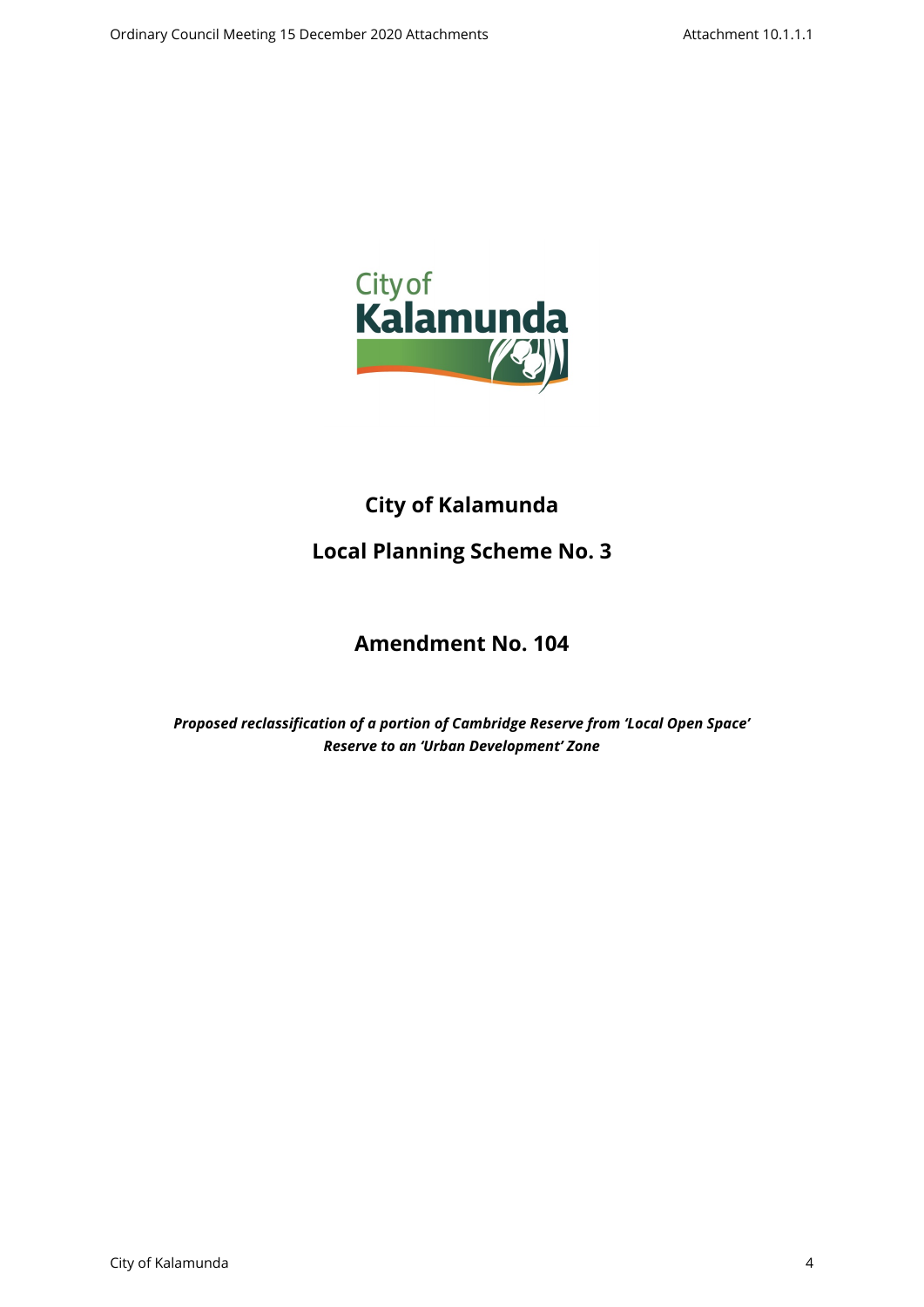# City of Kalamunda

## Local Planning Scheme No. 3

## Amendment No. 104

***Proposed reclassification of a portion of Cambridge Reserve from 'Local Open Space' Reserve to an 'Urban Development' Zone***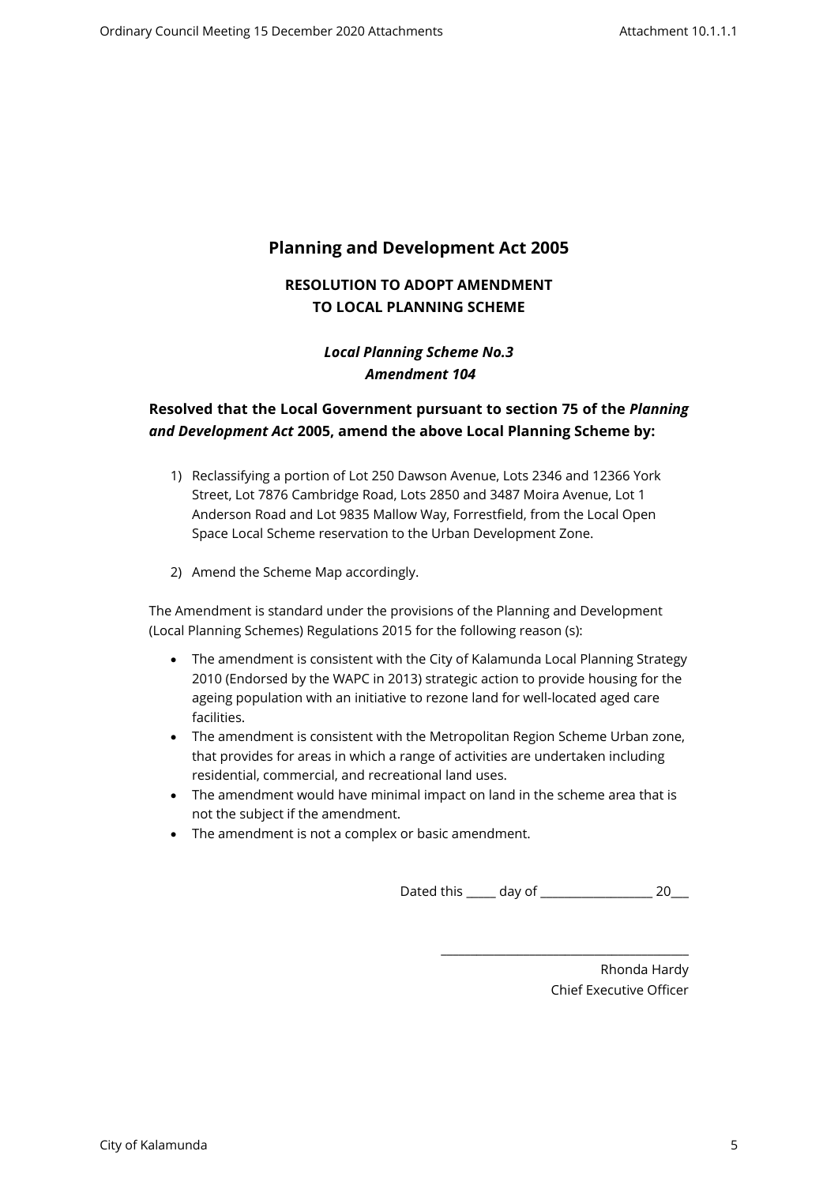# Planning and Development Act 2005

## RESOLUTION TO ADOPT AMENDMENT TO LOCAL PLANNING SCHEME

### *Local Planning Scheme No.3*
### *Amendment 104*

**Resolved that the Local Government pursuant to section 75 of the *Planning and Development Act* 2005, amend the above Local Planning Scheme by:**

1) Reclassifying a portion of Lot 250 Dawson Avenue, Lots 2346 and 12366 York Street, Lot 7876 Cambridge Road, Lots 2850 and 3487 Moira Avenue, Lot 1 Anderson Road and Lot 9835 Mallow Way, Forrestfield, from the Local Open Space Local Scheme reservation to the Urban Development Zone.

2) Amend the Scheme Map accordingly.

The Amendment is standard under the provisions of the Planning and Development (Local Planning Schemes) Regulations 2015 for the following reason (s):

- The amendment is consistent with the City of Kalamunda Local Planning Strategy 2010 (Endorsed by the WAPC in 2013) strategic action to provide housing for the ageing population with an initiative to rezone land for well-located aged care facilities.
- The amendment is consistent with the Metropolitan Region Scheme Urban zone, that provides for areas in which a range of activities are undertaken including residential, commercial, and recreational land uses.
- The amendment would have minimal impact on land in the scheme area that is not the subject if the amendment.
- The amendment is not a complex or basic amendment.

Dated this _____ day of __________________ 20___

_______________________________________

Rhonda Hardy
Chief Executive Officer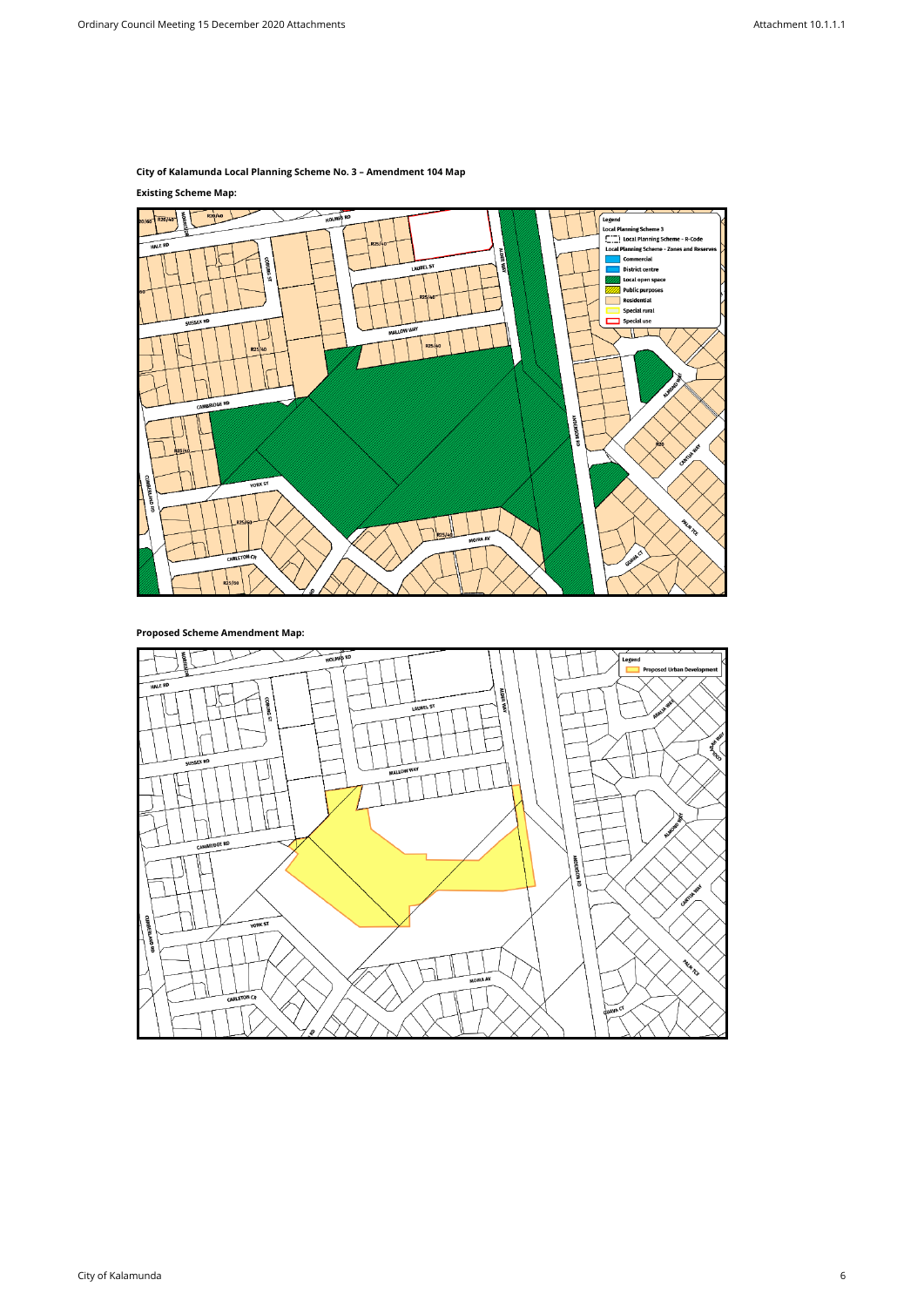**City of Kalamunda Local Planning Scheme No. 3 – Amendment 104 Map**

**Existing Scheme Map:**

**Proposed Scheme Amendment Map:**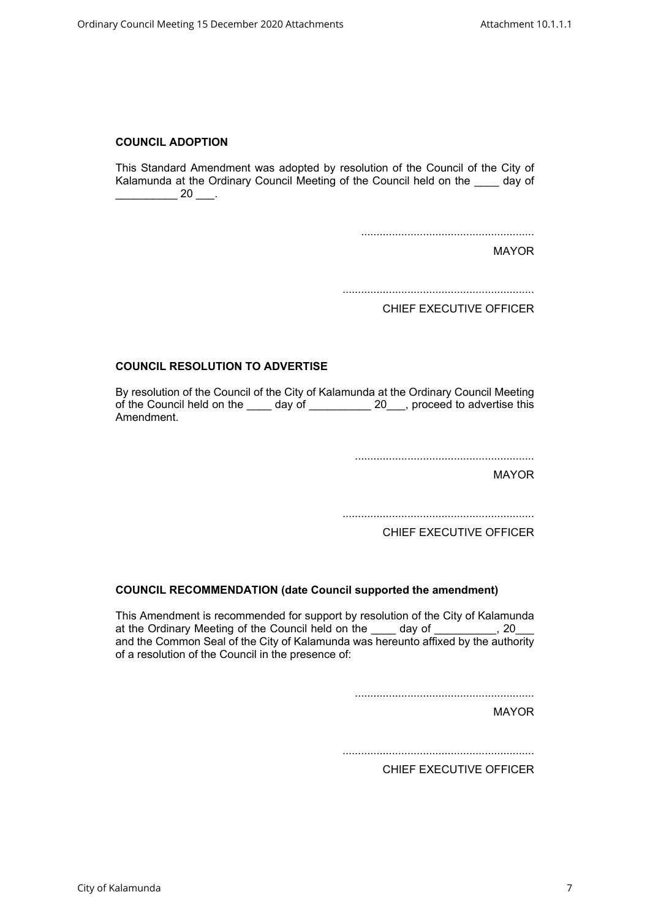**COUNCIL ADOPTION**

This Standard Amendment was adopted by resolution of the Council of the City of Kalamunda at the Ordinary Council Meeting of the Council held on the ____ day of __________ 20 ___.

........................................................

MAYOR

..............................................................

CHIEF EXECUTIVE OFFICER

**COUNCIL RESOLUTION TO ADVERTISE**

By resolution of the Council of the City of Kalamunda at the Ordinary Council Meeting of the Council held on the ____ day of __________ 20___, proceed to advertise this Amendment.

..........................................................

MAYOR

..............................................................

CHIEF EXECUTIVE OFFICER

**COUNCIL RECOMMENDATION (date Council supported the amendment)**

This Amendment is recommended for support by resolution of the City of Kalamunda at the Ordinary Meeting of the Council held on the ____ day of __________, 20___ and the Common Seal of the City of Kalamunda was hereunto affixed by the authority of a resolution of the Council in the presence of:

..........................................................

MAYOR

..............................................................

CHIEF EXECUTIVE OFFICER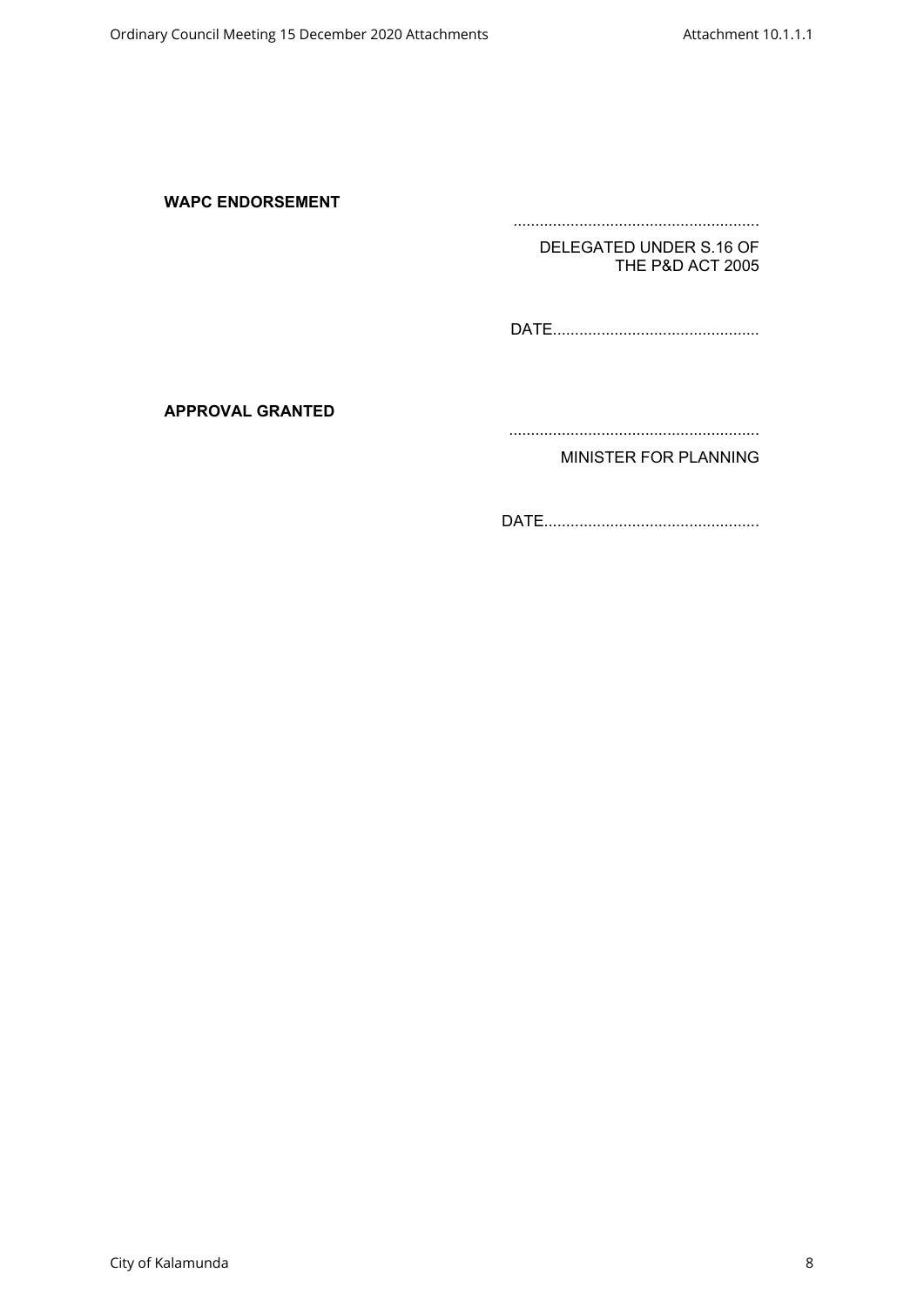**WAPC ENDORSEMENT**

........................................................

DELEGATED UNDER S.16 OF THE P&D ACT 2005

DATE...............................................

**APPROVAL GRANTED**

........................................................

MINISTER FOR PLANNING

DATE.................................................